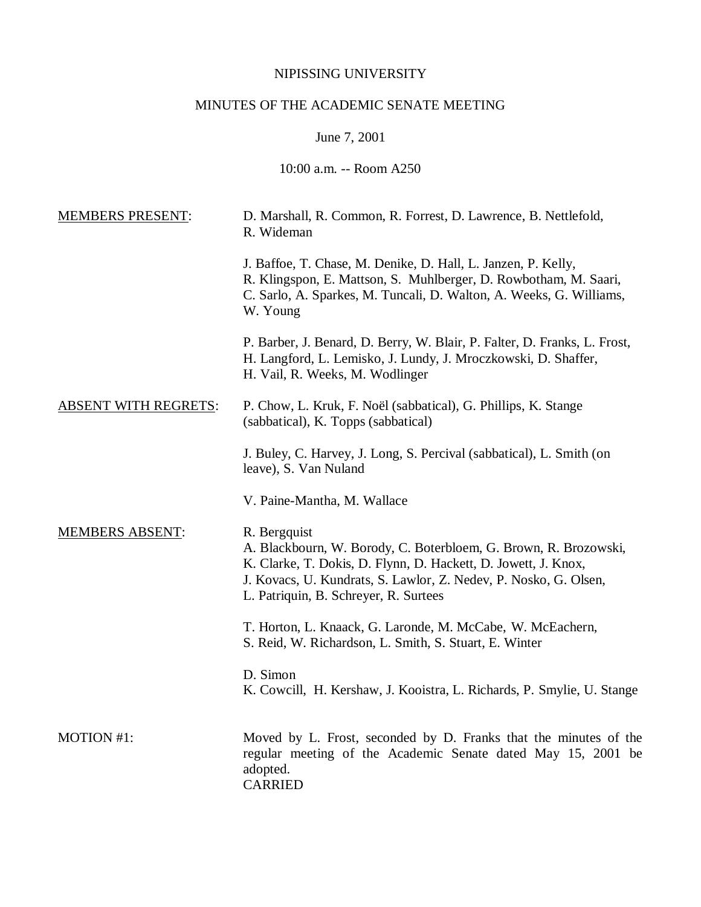NIPISSING UNIVERSITY

MINUTES OF THE ACADEMIC SENATE MEETING

June 7, 2001

10:00 a.m. -- Room A250

MEMBERS PRESENT:

D. Marshall, R. Common, R. Forrest, D. Lawrence, B. Nettlefold, R. Wideman

J. Baffoe, T. Chase, M. Denike, D. Hall, L. Janzen, P. Kelly, R. Klingspon, E. Mattson, S. Muhlberger, D. Rowbotham, M. Saari, C. Sarlo, A. Sparkes, M. Tuncali, D. Walton, A. Weeks, G. Williams, W. Young

P. Barber, J. Benard, D. Berry, W. Blair, P. Falter, D. Franks, L. Frost, H. Langford, L. Lemisko, J. Lundy, J. Mroczkowski, D. Shaffer, H. Vail, R. Weeks, M. Wodlinger

ABSENT WITH REGRETS:

P. Chow, L. Kruk, F. Noël (sabbatical), G. Phillips, K. Stange (sabbatical), K. Topps (sabbatical)

J. Buley, C. Harvey, J. Long, S. Percival (sabbatical), L. Smith (on leave), S. Van Nuland

V. Paine-Mantha, M. Wallace

MEMBERS ABSENT:

R. Bergquist
A. Blackbourn, W. Borody, C. Boterbloem, G. Brown, R. Brozowski, K. Clarke, T. Dokis, D. Flynn, D. Hackett, D. Jowett, J. Knox, J. Kovacs, U. Kundrats, S. Lawlor, Z. Nedev, P. Nosko, G. Olsen, L. Patriquin, B. Schreyer, R. Surtees

T. Horton, L. Knaack, G. Laronde, M. McCabe, W. McEachern, S. Reid, W. Richardson, L. Smith, S. Stuart, E. Winter

D. Simon
K. Cowcill, H. Kershaw, J. Kooistra, L. Richards, P. Smylie, U. Stange

MOTION #1: Moved by L. Frost, seconded by D. Franks that the minutes of the regular meeting of the Academic Senate dated May 15, 2001 be adopted.
CARRIED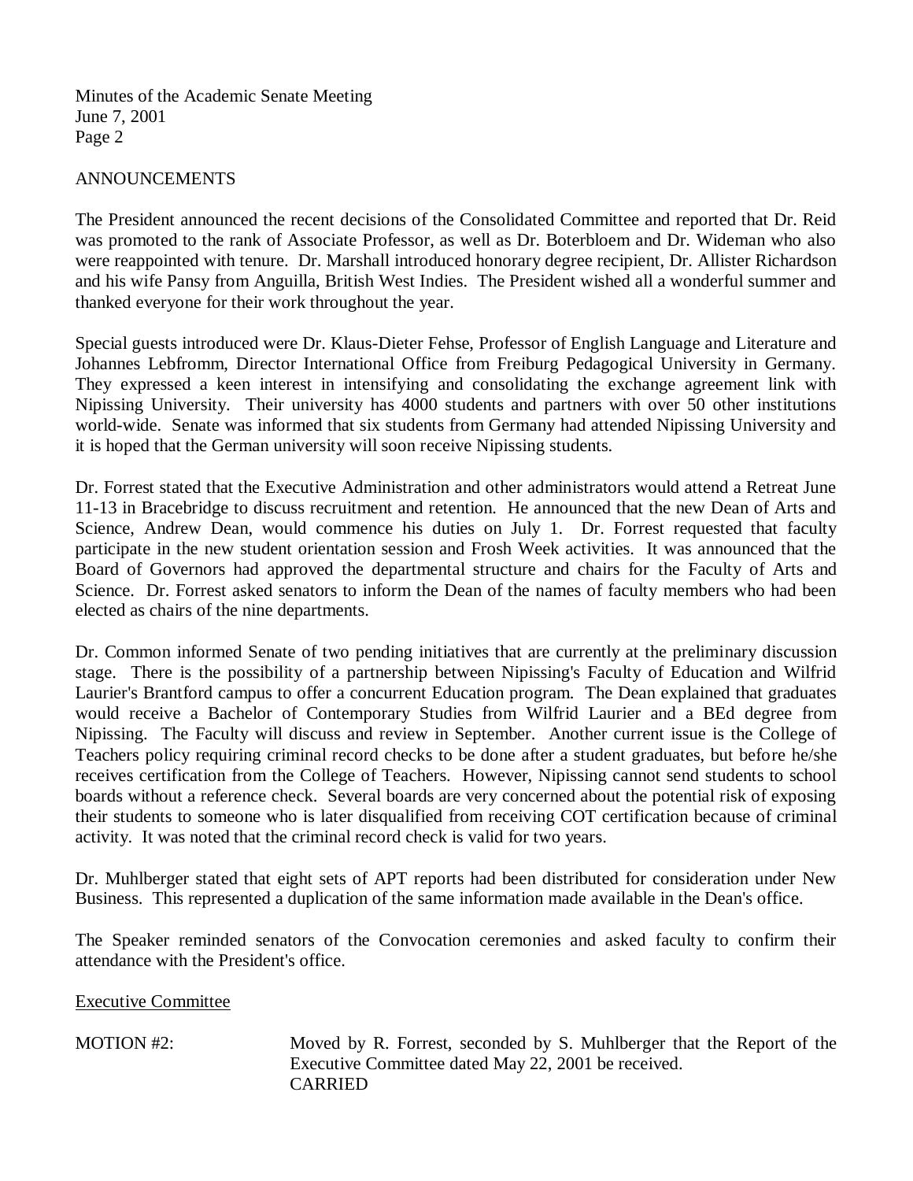## ANNOUNCEMENTS

The President announced the recent decisions of the Consolidated Committee and reported that Dr. Reid was promoted to the rank of Associate Professor, as well as Dr. Boterbloem and Dr. Wideman who also were reappointed with tenure. Dr. Marshall introduced honorary degree recipient, Dr. Allister Richardson and his wife Pansy from Anguilla, British West Indies. The President wished all a wonderful summer and thanked everyone for their work throughout the year.

Special guests introduced were Dr. Klaus-Dieter Fehse, Professor of English Language and Literature and Johannes Lebfromm, Director International Office from Freiburg Pedagogical University in Germany. They expressed a keen interest in intensifying and consolidating the exchange agreement link with Nipissing University. Their university has 4000 students and partners with over 50 other institutions world-wide. Senate was informed that six students from Germany had attended Nipissing University and it is hoped that the German university will soon receive Nipissing students.

Dr. Forrest stated that the Executive Administration and other administrators would attend a Retreat June 11-13 in Bracebridge to discuss recruitment and retention. He announced that the new Dean of Arts and Science, Andrew Dean, would commence his duties on July 1. Dr. Forrest requested that faculty participate in the new student orientation session and Frosh Week activities. It was announced that the Board of Governors had approved the departmental structure and chairs for the Faculty of Arts and Science. Dr. Forrest asked senators to inform the Dean of the names of faculty members who had been elected as chairs of the nine departments.

Dr. Common informed Senate of two pending initiatives that are currently at the preliminary discussion stage. There is the possibility of a partnership between Nipissing's Faculty of Education and Wilfrid Laurier's Brantford campus to offer a concurrent Education program. The Dean explained that graduates would receive a Bachelor of Contemporary Studies from Wilfrid Laurier and a BEd degree from Nipissing. The Faculty will discuss and review in September. Another current issue is the College of Teachers policy requiring criminal record checks to be done after a student graduates, but before he/she receives certification from the College of Teachers. However, Nipissing cannot send students to school boards without a reference check. Several boards are very concerned about the potential risk of exposing their students to someone who is later disqualified from receiving COT certification because of criminal activity. It was noted that the criminal record check is valid for two years.

Dr. Muhlberger stated that eight sets of APT reports had been distributed for consideration under New Business. This represented a duplication of the same information made available in the Dean's office.

The Speaker reminded senators of the Convocation ceremonies and asked faculty to confirm their attendance with the President's office.

### Executive Committee

MOTION #2: Moved by R. Forrest, seconded by S. Muhlberger that the Report of the Executive Committee dated May 22, 2001 be received.
CARRIED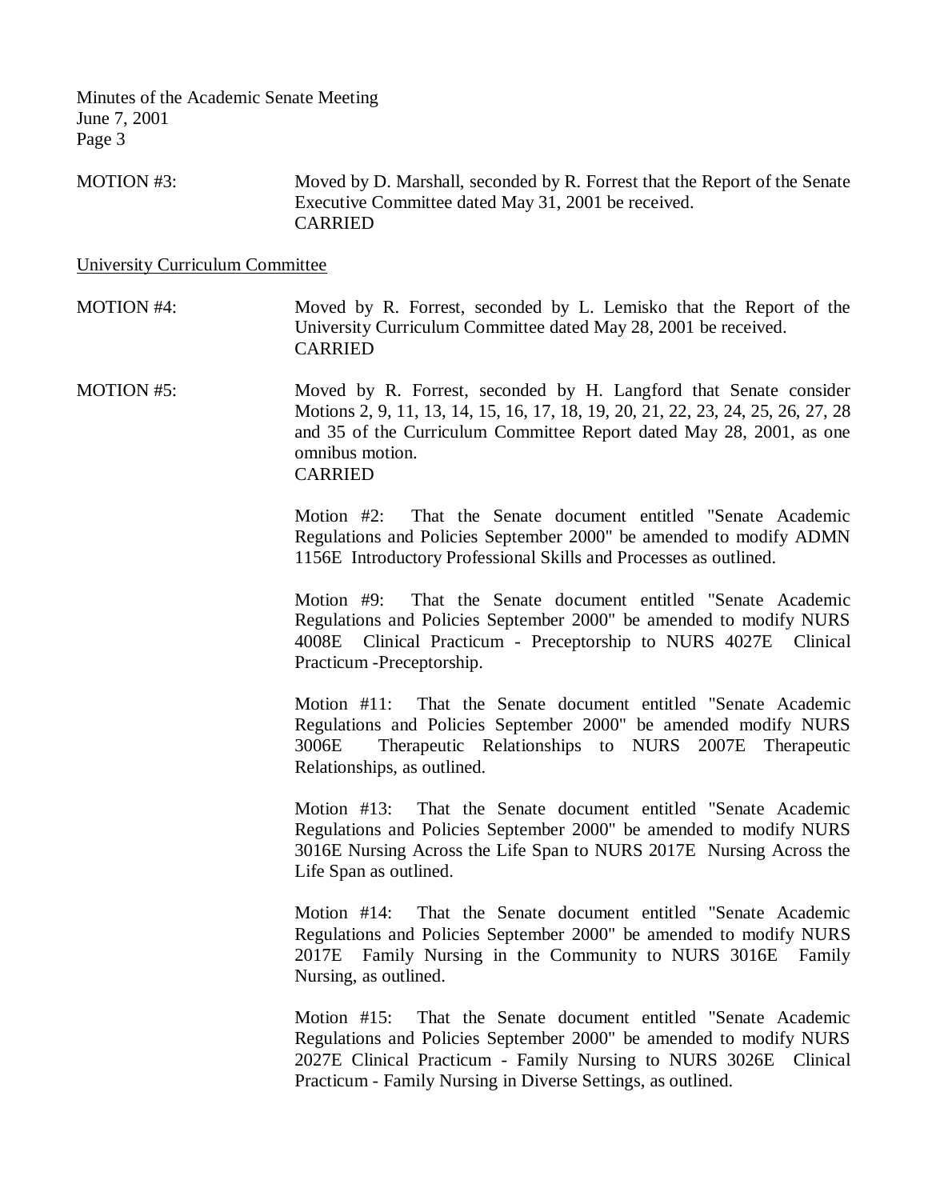MOTION #3: Moved by D. Marshall, seconded by R. Forrest that the Report of the Senate Executive Committee dated May 31, 2001 be received.
CARRIED

<u>University Curriculum Committee</u>

MOTION #4: Moved by R. Forrest, seconded by L. Lemisko that the Report of the University Curriculum Committee dated May 28, 2001 be received.
CARRIED

MOTION #5: Moved by R. Forrest, seconded by H. Langford that Senate consider Motions 2, 9, 11, 13, 14, 15, 16, 17, 18, 19, 20, 21, 22, 23, 24, 25, 26, 27, 28 and 35 of the Curriculum Committee Report dated May 28, 2001, as one omnibus motion.
CARRIED

Motion #2: That the Senate document entitled "Senate Academic Regulations and Policies September 2000" be amended to modify ADMN 1156E Introductory Professional Skills and Processes as outlined.

Motion #9: That the Senate document entitled "Senate Academic Regulations and Policies September 2000" be amended to modify NURS 4008E Clinical Practicum - Preceptorship to NURS 4027E Clinical Practicum -Preceptorship.

Motion #11: That the Senate document entitled "Senate Academic Regulations and Policies September 2000" be amended modify NURS 3006E Therapeutic Relationships to NURS 2007E Therapeutic Relationships, as outlined.

Motion #13: That the Senate document entitled "Senate Academic Regulations and Policies September 2000" be amended to modify NURS 3016E Nursing Across the Life Span to NURS 2017E Nursing Across the Life Span as outlined.

Motion #14: That the Senate document entitled "Senate Academic Regulations and Policies September 2000" be amended to modify NURS 2017E Family Nursing in the Community to NURS 3016E Family Nursing, as outlined.

Motion #15: That the Senate document entitled "Senate Academic Regulations and Policies September 2000" be amended to modify NURS 2027E Clinical Practicum - Family Nursing to NURS 3026E Clinical Practicum - Family Nursing in Diverse Settings, as outlined.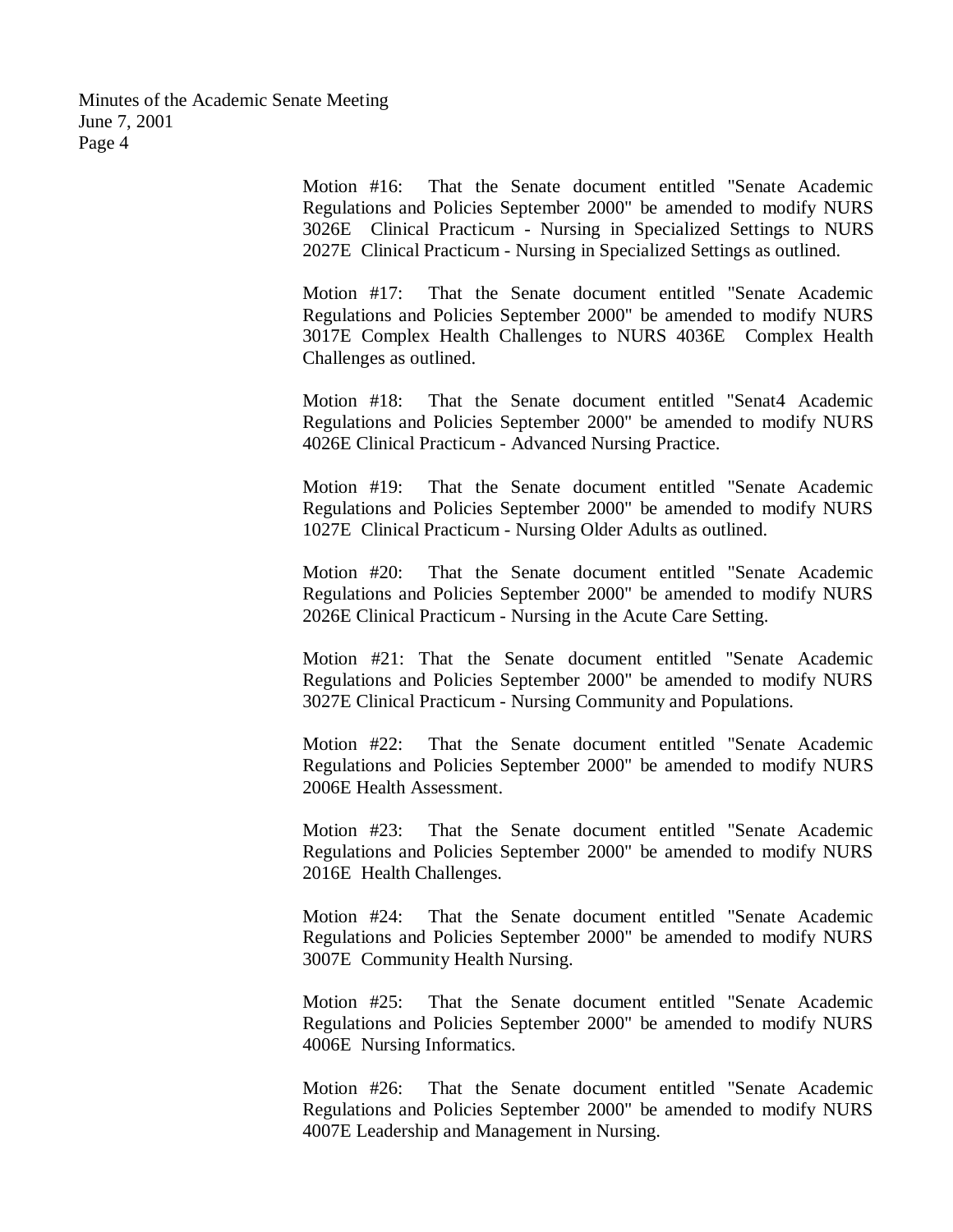Motion #16: That the Senate document entitled "Senate Academic Regulations and Policies September 2000" be amended to modify NURS 3026E Clinical Practicum - Nursing in Specialized Settings to NURS 2027E Clinical Practicum - Nursing in Specialized Settings as outlined.

Motion #17: That the Senate document entitled "Senate Academic Regulations and Policies September 2000" be amended to modify NURS 3017E Complex Health Challenges to NURS 4036E Complex Health Challenges as outlined.

Motion #18: That the Senate document entitled "Senat4 Academic Regulations and Policies September 2000" be amended to modify NURS 4026E Clinical Practicum - Advanced Nursing Practice.

Motion #19: That the Senate document entitled "Senate Academic Regulations and Policies September 2000" be amended to modify NURS 1027E Clinical Practicum - Nursing Older Adults as outlined.

Motion #20: That the Senate document entitled "Senate Academic Regulations and Policies September 2000" be amended to modify NURS 2026E Clinical Practicum - Nursing in the Acute Care Setting.

Motion #21: That the Senate document entitled "Senate Academic Regulations and Policies September 2000" be amended to modify NURS 3027E Clinical Practicum - Nursing Community and Populations.

Motion #22: That the Senate document entitled "Senate Academic Regulations and Policies September 2000" be amended to modify NURS 2006E Health Assessment.

Motion #23: That the Senate document entitled "Senate Academic Regulations and Policies September 2000" be amended to modify NURS 2016E Health Challenges.

Motion #24: That the Senate document entitled "Senate Academic Regulations and Policies September 2000" be amended to modify NURS 3007E Community Health Nursing.

Motion #25: That the Senate document entitled "Senate Academic Regulations and Policies September 2000" be amended to modify NURS 4006E Nursing Informatics.

Motion #26: That the Senate document entitled "Senate Academic Regulations and Policies September 2000" be amended to modify NURS 4007E Leadership and Management in Nursing.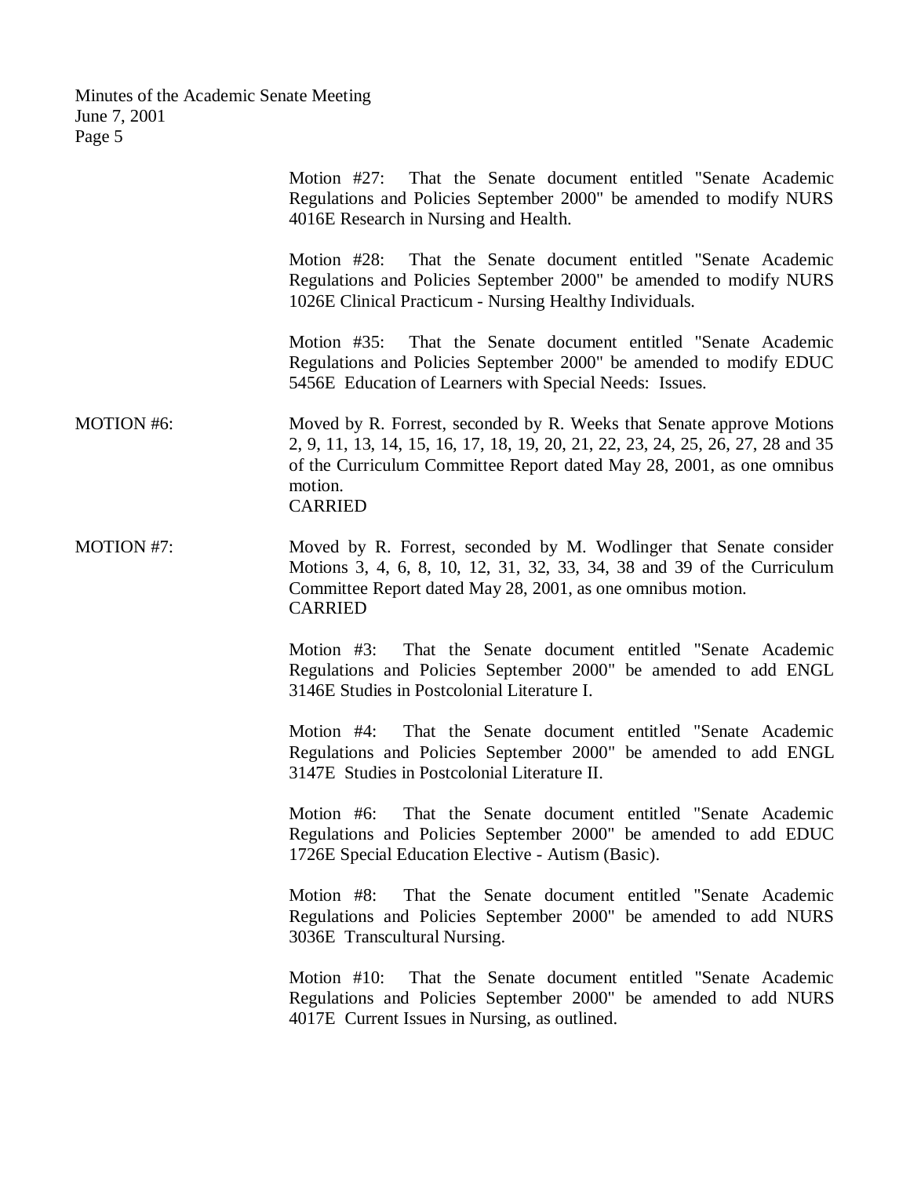Motion #27: That the Senate document entitled "Senate Academic Regulations and Policies September 2000" be amended to modify NURS 4016E Research in Nursing and Health.

Motion #28: That the Senate document entitled "Senate Academic Regulations and Policies September 2000" be amended to modify NURS 1026E Clinical Practicum - Nursing Healthy Individuals.

Motion #35: That the Senate document entitled "Senate Academic Regulations and Policies September 2000" be amended to modify EDUC 5456E Education of Learners with Special Needs: Issues.

MOTION #6: Moved by R. Forrest, seconded by R. Weeks that Senate approve Motions 2, 9, 11, 13, 14, 15, 16, 17, 18, 19, 20, 21, 22, 23, 24, 25, 26, 27, 28 and 35 of the Curriculum Committee Report dated May 28, 2001, as one omnibus motion.
CARRIED

MOTION #7: Moved by R. Forrest, seconded by M. Wodlinger that Senate consider Motions 3, 4, 6, 8, 10, 12, 31, 32, 33, 34, 38 and 39 of the Curriculum Committee Report dated May 28, 2001, as one omnibus motion.
CARRIED

Motion #3: That the Senate document entitled "Senate Academic Regulations and Policies September 2000" be amended to add ENGL 3146E Studies in Postcolonial Literature I.

Motion #4: That the Senate document entitled "Senate Academic Regulations and Policies September 2000" be amended to add ENGL 3147E Studies in Postcolonial Literature II.

Motion #6: That the Senate document entitled "Senate Academic Regulations and Policies September 2000" be amended to add EDUC 1726E Special Education Elective - Autism (Basic).

Motion #8: That the Senate document entitled "Senate Academic Regulations and Policies September 2000" be amended to add NURS 3036E Transcultural Nursing.

Motion #10: That the Senate document entitled "Senate Academic Regulations and Policies September 2000" be amended to add NURS 4017E Current Issues in Nursing, as outlined.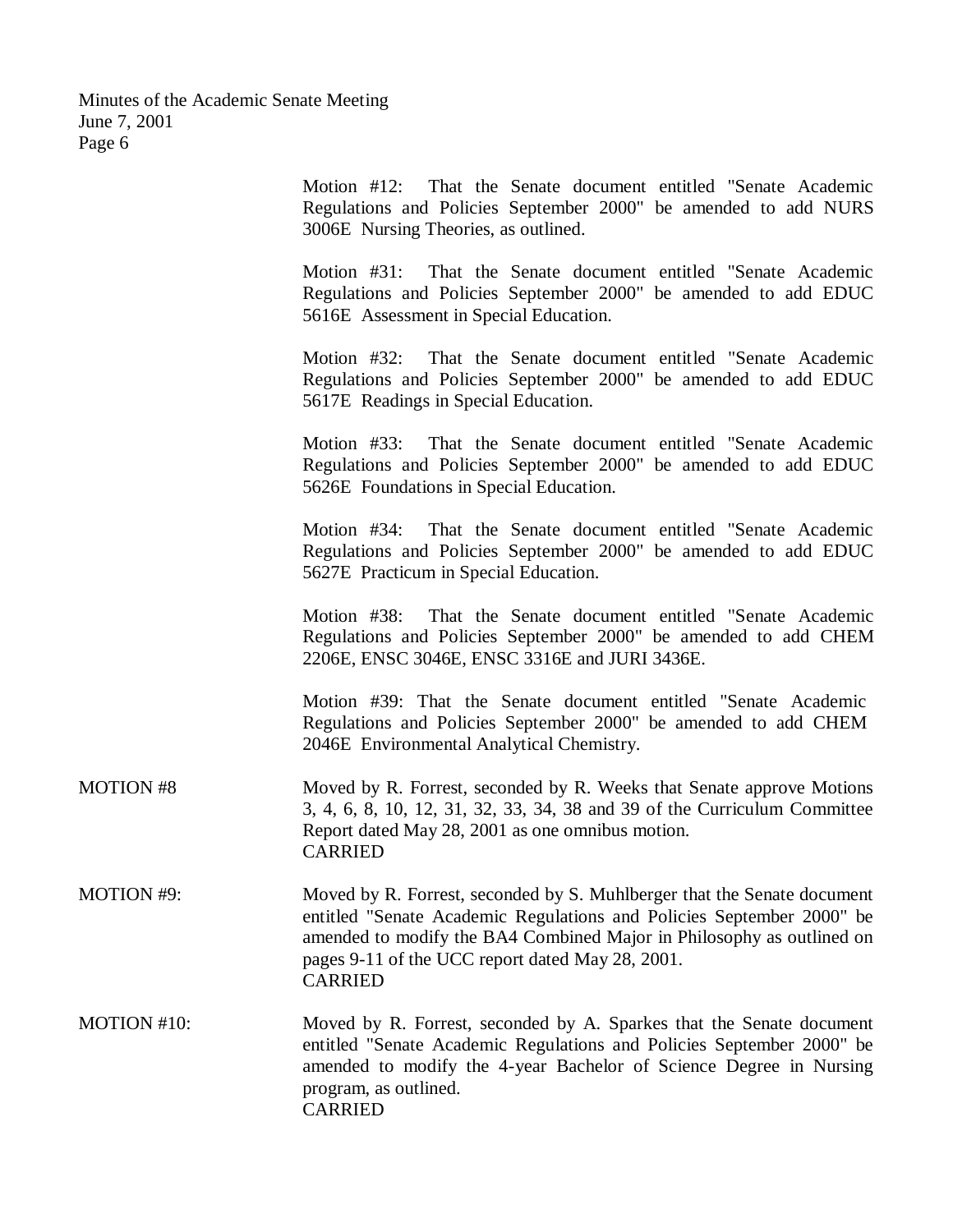Motion #12: That the Senate document entitled "Senate Academic Regulations and Policies September 2000" be amended to add NURS 3006E Nursing Theories, as outlined.

Motion #31: That the Senate document entitled "Senate Academic Regulations and Policies September 2000" be amended to add EDUC 5616E Assessment in Special Education.

Motion #32: That the Senate document entitled "Senate Academic Regulations and Policies September 2000" be amended to add EDUC 5617E Readings in Special Education.

Motion #33: That the Senate document entitled "Senate Academic Regulations and Policies September 2000" be amended to add EDUC 5626E Foundations in Special Education.

Motion #34: That the Senate document entitled "Senate Academic Regulations and Policies September 2000" be amended to add EDUC 5627E Practicum in Special Education.

Motion #38: That the Senate document entitled "Senate Academic Regulations and Policies September 2000" be amended to add CHEM 2206E, ENSC 3046E, ENSC 3316E and JURI 3436E.

Motion #39: That the Senate document entitled "Senate Academic Regulations and Policies September 2000" be amended to add CHEM 2046E Environmental Analytical Chemistry.

MOTION #8

Moved by R. Forrest, seconded by R. Weeks that Senate approve Motions 3, 4, 6, 8, 10, 12, 31, 32, 33, 34, 38 and 39 of the Curriculum Committee Report dated May 28, 2001 as one omnibus motion.
CARRIED

MOTION #9:

Moved by R. Forrest, seconded by S. Muhlberger that the Senate document entitled "Senate Academic Regulations and Policies September 2000" be amended to modify the BA4 Combined Major in Philosophy as outlined on pages 9-11 of the UCC report dated May 28, 2001.
CARRIED

MOTION #10:

Moved by R. Forrest, seconded by A. Sparkes that the Senate document entitled "Senate Academic Regulations and Policies September 2000" be amended to modify the 4-year Bachelor of Science Degree in Nursing program, as outlined.
CARRIED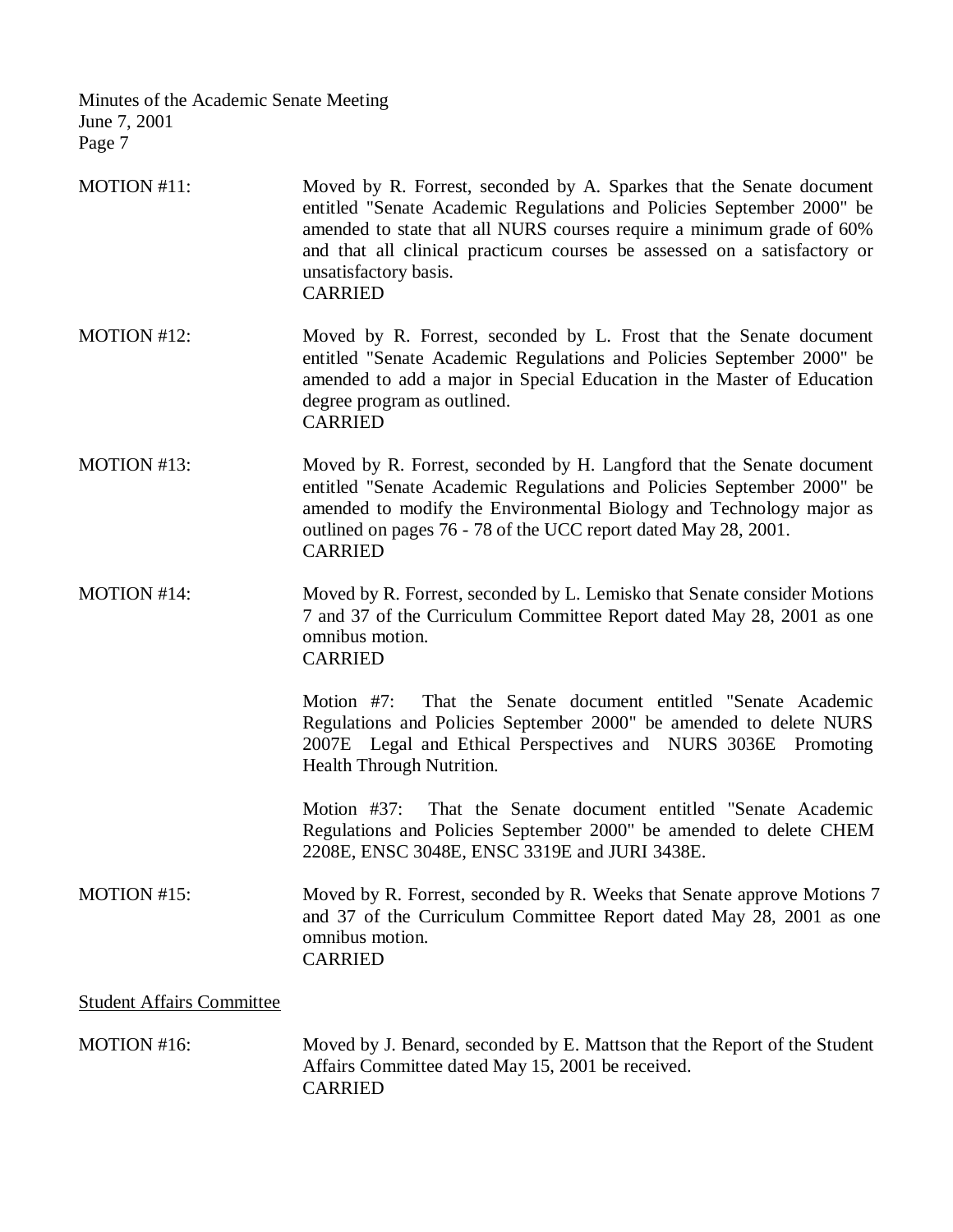MOTION #11: Moved by R. Forrest, seconded by A. Sparkes that the Senate document entitled "Senate Academic Regulations and Policies September 2000" be amended to state that all NURS courses require a minimum grade of 60% and that all clinical practicum courses be assessed on a satisfactory or unsatisfactory basis.
CARRIED

MOTION #12: Moved by R. Forrest, seconded by L. Frost that the Senate document entitled "Senate Academic Regulations and Policies September 2000" be amended to add a major in Special Education in the Master of Education degree program as outlined.
CARRIED

MOTION #13: Moved by R. Forrest, seconded by H. Langford that the Senate document entitled "Senate Academic Regulations and Policies September 2000" be amended to modify the Environmental Biology and Technology major as outlined on pages 76 - 78 of the UCC report dated May 28, 2001.
CARRIED

MOTION #14: Moved by R. Forrest, seconded by L. Lemisko that Senate consider Motions 7 and 37 of the Curriculum Committee Report dated May 28, 2001 as one omnibus motion.
CARRIED

Motion #7: That the Senate document entitled "Senate Academic Regulations and Policies September 2000" be amended to delete NURS 2007E Legal and Ethical Perspectives and NURS 3036E Promoting Health Through Nutrition.

Motion #37: That the Senate document entitled "Senate Academic Regulations and Policies September 2000" be amended to delete CHEM 2208E, ENSC 3048E, ENSC 3319E and JURI 3438E.

MOTION #15: Moved by R. Forrest, seconded by R. Weeks that Senate approve Motions 7 and 37 of the Curriculum Committee Report dated May 28, 2001 as one omnibus motion.
CARRIED

## Student Affairs Committee

MOTION #16: Moved by J. Benard, seconded by E. Mattson that the Report of the Student Affairs Committee dated May 15, 2001 be received.
CARRIED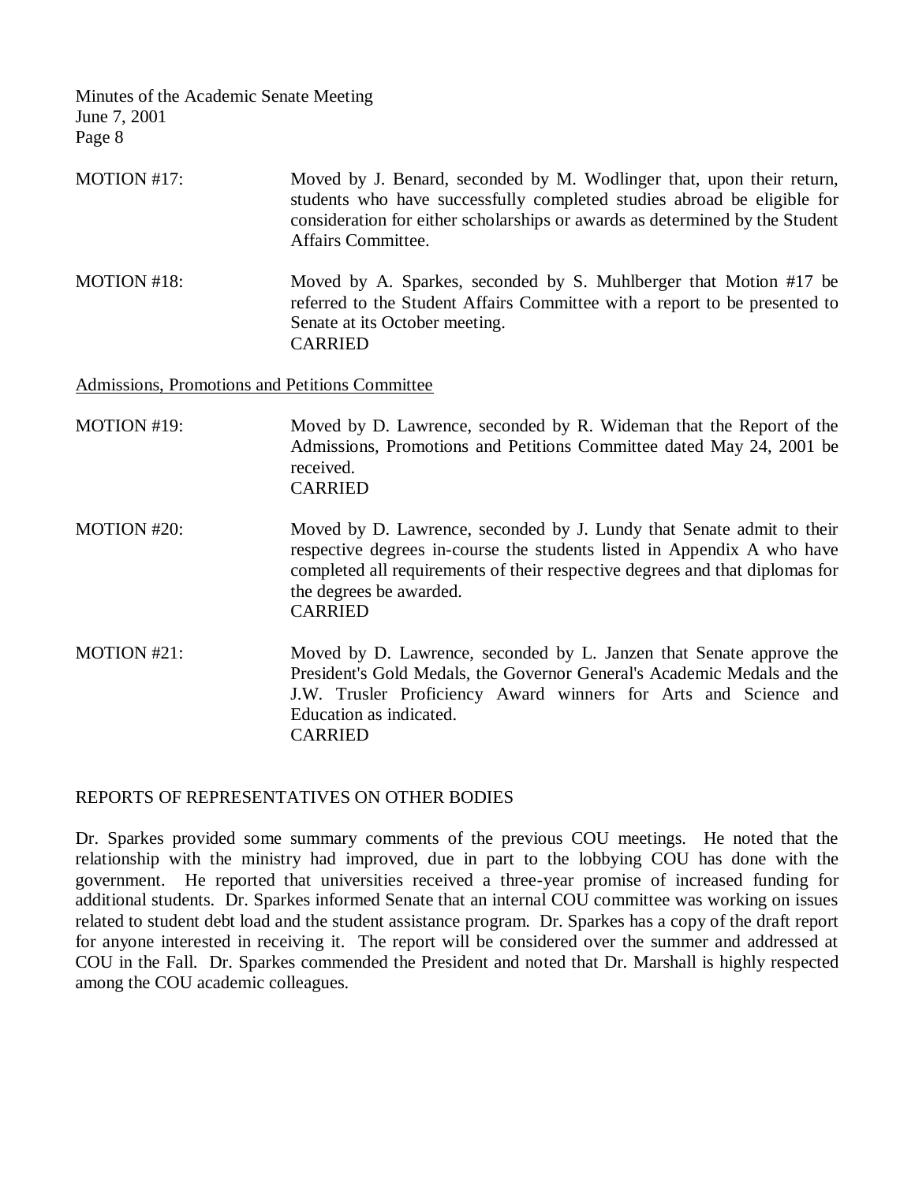MOTION #17: Moved by J. Benard, seconded by M. Wodlinger that, upon their return, students who have successfully completed studies abroad be eligible for consideration for either scholarships or awards as determined by the Student Affairs Committee.

MOTION #18: Moved by A. Sparkes, seconded by S. Muhlberger that Motion #17 be referred to the Student Affairs Committee with a report to be presented to Senate at its October meeting.
CARRIED

Admissions, Promotions and Petitions Committee

MOTION #19: Moved by D. Lawrence, seconded by R. Wideman that the Report of the Admissions, Promotions and Petitions Committee dated May 24, 2001 be received.
CARRIED

MOTION #20: Moved by D. Lawrence, seconded by J. Lundy that Senate admit to their respective degrees in-course the students listed in Appendix A who have completed all requirements of their respective degrees and that diplomas for the degrees be awarded.
CARRIED

MOTION #21: Moved by D. Lawrence, seconded by L. Janzen that Senate approve the President's Gold Medals, the Governor General's Academic Medals and the J.W. Trusler Proficiency Award winners for Arts and Science and Education as indicated.
CARRIED

## REPORTS OF REPRESENTATIVES ON OTHER BODIES

Dr. Sparkes provided some summary comments of the previous COU meetings. He noted that the relationship with the ministry had improved, due in part to the lobbying COU has done with the government. He reported that universities received a three-year promise of increased funding for additional students. Dr. Sparkes informed Senate that an internal COU committee was working on issues related to student debt load and the student assistance program. Dr. Sparkes has a copy of the draft report for anyone interested in receiving it. The report will be considered over the summer and addressed at COU in the Fall. Dr. Sparkes commended the President and noted that Dr. Marshall is highly respected among the COU academic colleagues.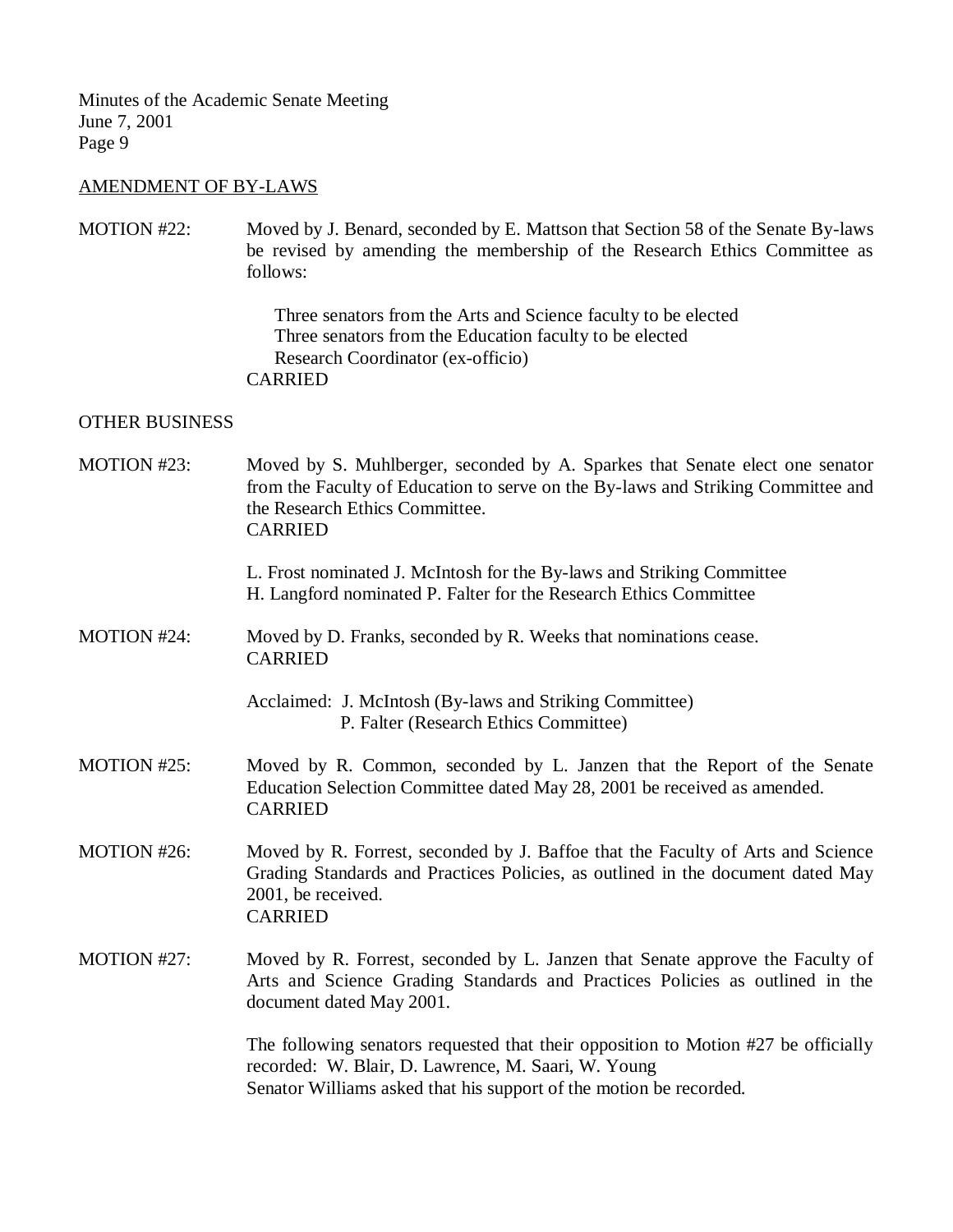## AMENDMENT OF BY-LAWS

MOTION #22: Moved by J. Benard, seconded by E. Mattson that Section 58 of the Senate By-laws be revised by amending the membership of the Research Ethics Committee as follows:

Three senators from the Arts and Science faculty to be elected
Three senators from the Education faculty to be elected
Research Coordinator (ex-officio)
CARRIED

## OTHER BUSINESS

MOTION #23: Moved by S. Muhlberger, seconded by A. Sparkes that Senate elect one senator from the Faculty of Education to serve on the By-laws and Striking Committee and the Research Ethics Committee.
CARRIED

L. Frost nominated J. McIntosh for the By-laws and Striking Committee
H. Langford nominated P. Falter for the Research Ethics Committee

MOTION #24: Moved by D. Franks, seconded by R. Weeks that nominations cease.
CARRIED

Acclaimed: J. McIntosh (By-laws and Striking Committee)
P. Falter (Research Ethics Committee)

MOTION #25: Moved by R. Common, seconded by L. Janzen that the Report of the Senate Education Selection Committee dated May 28, 2001 be received as amended.
CARRIED

MOTION #26: Moved by R. Forrest, seconded by J. Baffoe that the Faculty of Arts and Science Grading Standards and Practices Policies, as outlined in the document dated May 2001, be received.
CARRIED

MOTION #27: Moved by R. Forrest, seconded by L. Janzen that Senate approve the Faculty of Arts and Science Grading Standards and Practices Policies as outlined in the document dated May 2001.

The following senators requested that their opposition to Motion #27 be officially recorded: W. Blair, D. Lawrence, M. Saari, W. Young
Senator Williams asked that his support of the motion be recorded.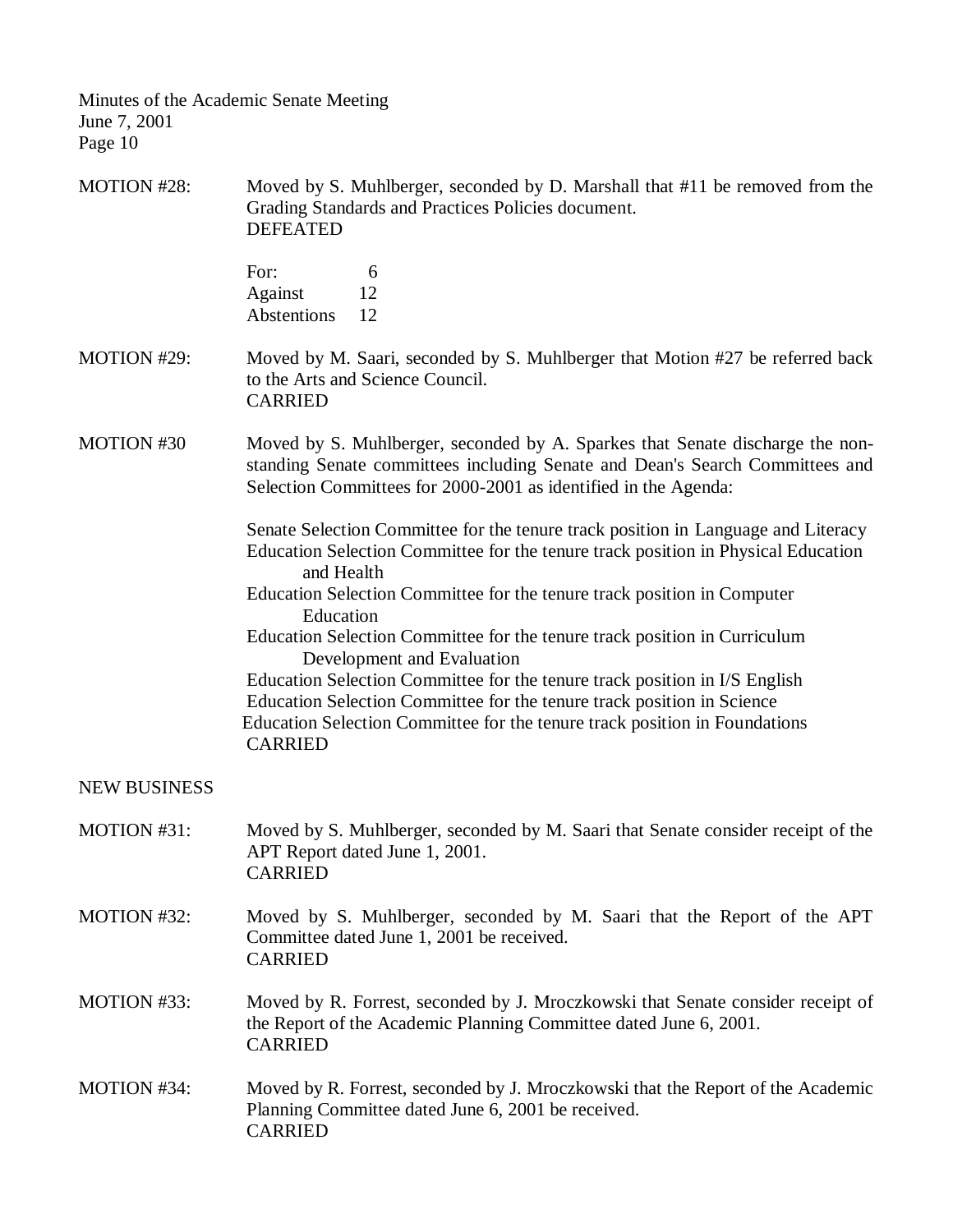MOTION #28: Moved by S. Muhlberger, seconded by D. Marshall that #11 be removed from the Grading Standards and Practices Policies document.
DEFEATED

For: 6
Against 12
Abstentions 12

MOTION #29: Moved by M. Saari, seconded by S. Muhlberger that Motion #27 be referred back to the Arts and Science Council.
CARRIED

MOTION #30 Moved by S. Muhlberger, seconded by A. Sparkes that Senate discharge the non-standing Senate committees including Senate and Dean's Search Committees and Selection Committees for 2000-2001 as identified in the Agenda:

Senate Selection Committee for the tenure track position in Language and Literacy
Education Selection Committee for the tenure track position in Physical Education and Health
Education Selection Committee for the tenure track position in Computer Education
Education Selection Committee for the tenure track position in Curriculum Development and Evaluation
Education Selection Committee for the tenure track position in I/S English
Education Selection Committee for the tenure track position in Science
Education Selection Committee for the tenure track position in Foundations
CARRIED

NEW BUSINESS

MOTION #31: Moved by S. Muhlberger, seconded by M. Saari that Senate consider receipt of the APT Report dated June 1, 2001.
CARRIED

MOTION #32: Moved by S. Muhlberger, seconded by M. Saari that the Report of the APT Committee dated June 1, 2001 be received.
CARRIED

MOTION #33: Moved by R. Forrest, seconded by J. Mroczkowski that Senate consider receipt of the Report of the Academic Planning Committee dated June 6, 2001.
CARRIED

MOTION #34: Moved by R. Forrest, seconded by J. Mroczkowski that the Report of the Academic Planning Committee dated June 6, 2001 be received.
CARRIED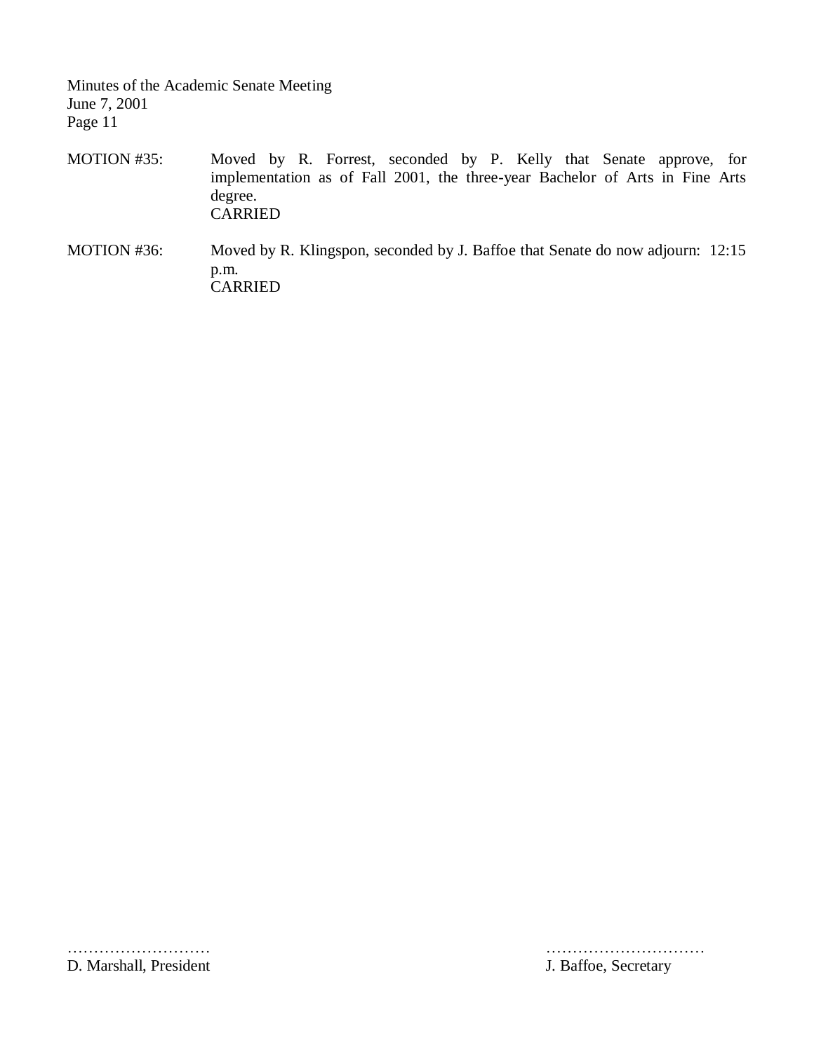MOTION #35: Moved by R. Forrest, seconded by P. Kelly that Senate approve, for implementation as of Fall 2001, the three-year Bachelor of Arts in Fine Arts degree.
CARRIED

MOTION #36: Moved by R. Klingspon, seconded by J. Baffoe that Senate do now adjourn: 12:15 p.m.
CARRIED

………………………
D. Marshall, President

…………………………
J. Baffoe, Secretary